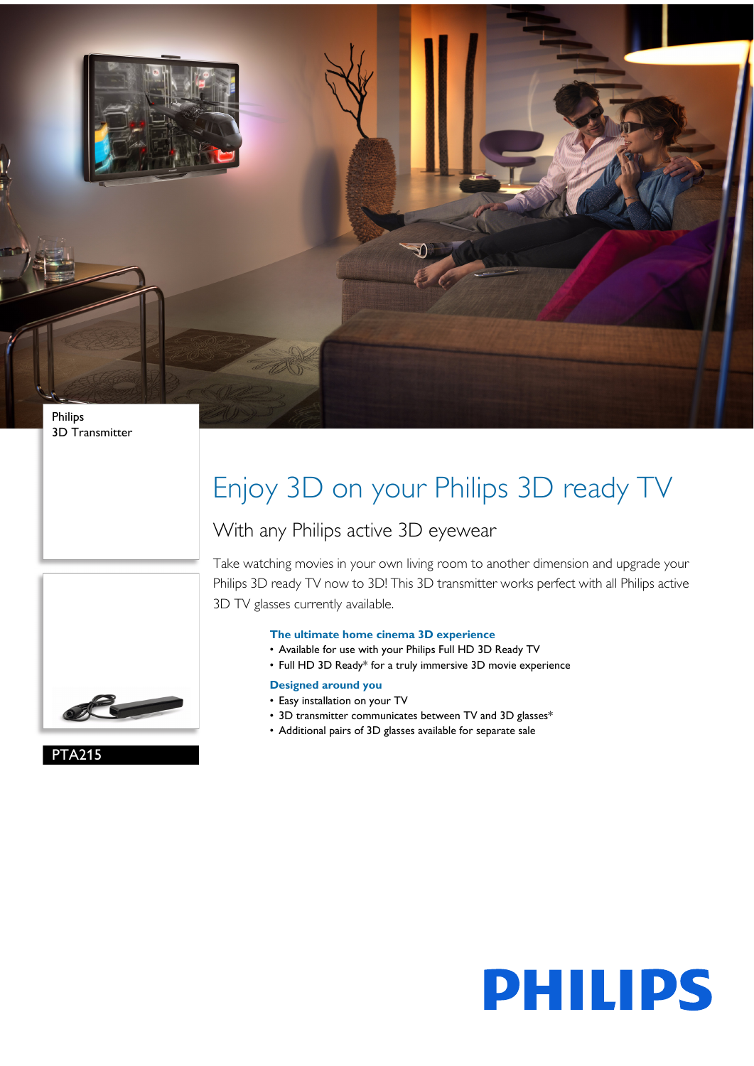Philips
3D Transmitter

PTA215

# Enjoy 3D on your Philips 3D ready TV

## With any Philips active 3D eyewear

Take watching movies in your own living room to another dimension and upgrade your Philips 3D ready TV now to 3D! This 3D transmitter works perfect with all Philips active 3D TV glasses currently available.

### The ultimate home cinema 3D experience

- Available for use with your Philips Full HD 3D Ready TV
- Full HD 3D Ready* for a truly immersive 3D movie experience

### Designed around you

- Easy installation on your TV
- 3D transmitter communicates between TV and 3D glasses*
- Additional pairs of 3D glasses available for separate sale

PHILIPS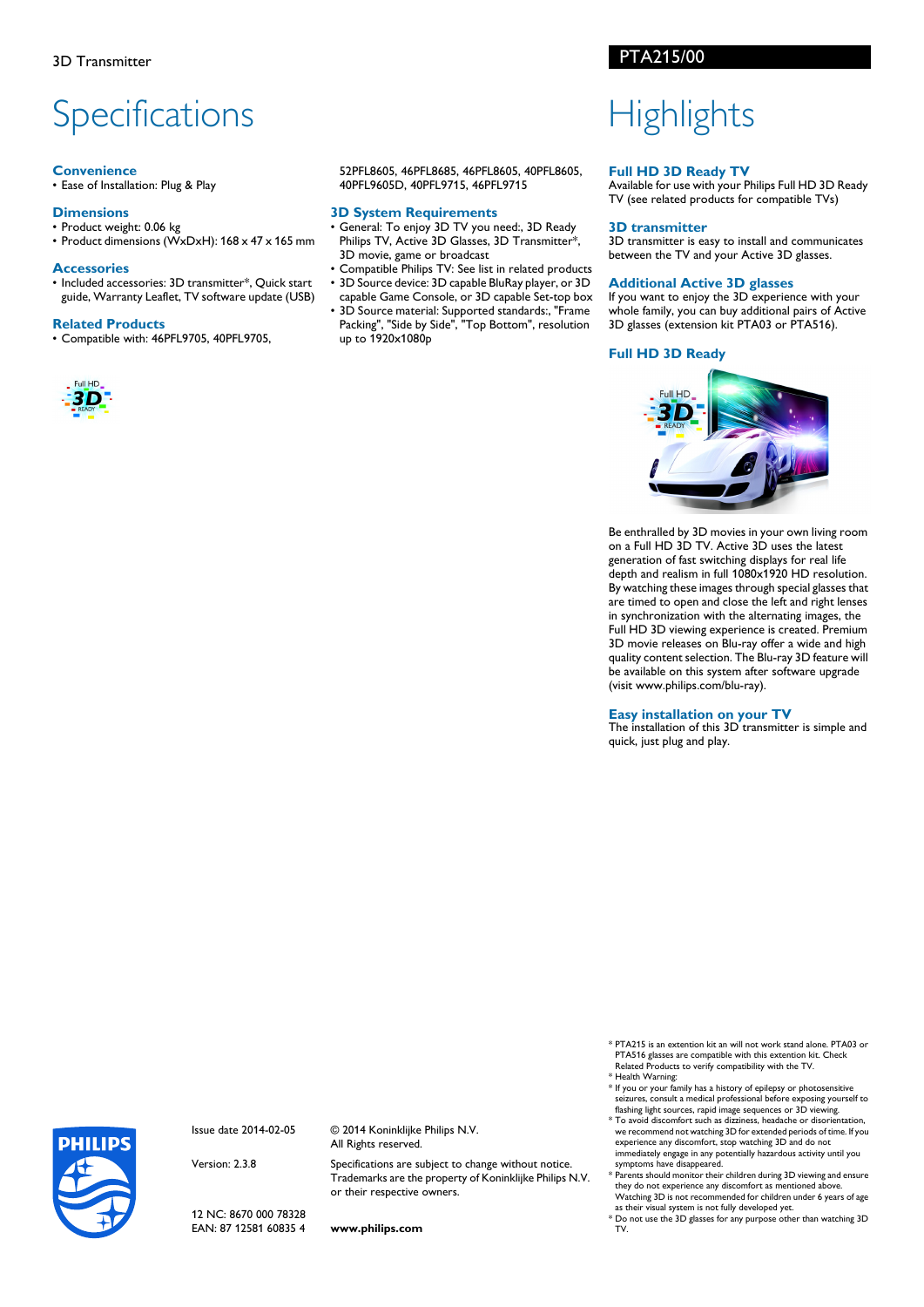3D Transmitter

PTA215/00

# Specifications

### Convenience
- Ease of Installation: Plug & Play

### Dimensions
- Product weight: 0.06 kg
- Product dimensions (WxDxH): 168 x 47 x 165 mm

### Accessories
- Included accessories: 3D transmitter*, Quick start guide, Warranty Leaflet, TV software update (USB)

### Related Products
- Compatible with: 46PFL9705, 40PFL9705, 52PFL8605, 46PFL8685, 46PFL8605, 40PFL8605, 40PFL9605D, 40PFL9715, 46PFL9715

### 3D System Requirements
- General: To enjoy 3D TV you need:, 3D Ready Philips TV, Active 3D Glasses, 3D Transmitter*, 3D movie, game or broadcast
- Compatible Philips TV: See list in related products
- 3D Source device: 3D capable BluRay player, or 3D capable Game Console, or 3D capable Set-top box
- 3D Source material: Supported standards:, "Frame Packing", "Side by Side", "Top Bottom", resolution up to 1920x1080p

# Highlights

### Full HD 3D Ready TV
Available for use with your Philips Full HD 3D Ready TV (see related products for compatible TVs)

### 3D transmitter
3D transmitter is easy to install and communicates between the TV and your Active 3D glasses.

### Additional Active 3D glasses
If you want to enjoy the 3D experience with your whole family, you can buy additional pairs of Active 3D glasses (extension kit PTA03 or PTA516).

### Full HD 3D Ready
Be enthralled by 3D movies in your own living room on a Full HD 3D TV. Active 3D uses the latest generation of fast switching displays for real life depth and realism in full 1080x1920 HD resolution. By watching these images through special glasses that are timed to open and close the left and right lenses in synchronization with the alternating images, the Full HD 3D viewing experience is created. Premium 3D movie releases on Blu-ray offer a wide and high quality content selection. The Blu-ray 3D feature will be available on this system after software upgrade (visit www.philips.com/blu-ray).

### Easy installation on your TV
The installation of this 3D transmitter is simple and quick, just plug and play.

* PTA215 is an extention kit an will not work stand alone. PTA03 or PTA516 glasses are compatible with this extention kit. Check Related Products to verify compatibility with the TV.
* Health Warning:
* If you or your family has a history of epilepsy or photosensitive seizures, consult a medical professional before exposing yourself to flashing light sources, rapid image sequences or 3D viewing.
* To avoid discomfort such as dizziness, headache or disorientation, we recommend not watching 3D for extended periods of time. If you experience any discomfort, stop watching 3D and do not immediately engage in any potentially hazardous activity until you symptoms have disappeared.
* Parents should monitor their children during 3D viewing and ensure they do not experience any discomfort as mentioned above. Watching 3D is not recommended for children under 6 years of age as their visual system is not fully developed yet.
* Do not use the 3D glasses for any purpose other than watching 3D TV.

Issue date 2014-02-05

Version: 2.3.8

12 NC: 8670 000 78328
EAN: 87 12581 60835 4

© 2014 Koninklijke Philips N.V.
All Rights reserved.

Specifications are subject to change without notice. Trademarks are the property of Koninklijke Philips N.V. or their respective owners.

www.philips.com